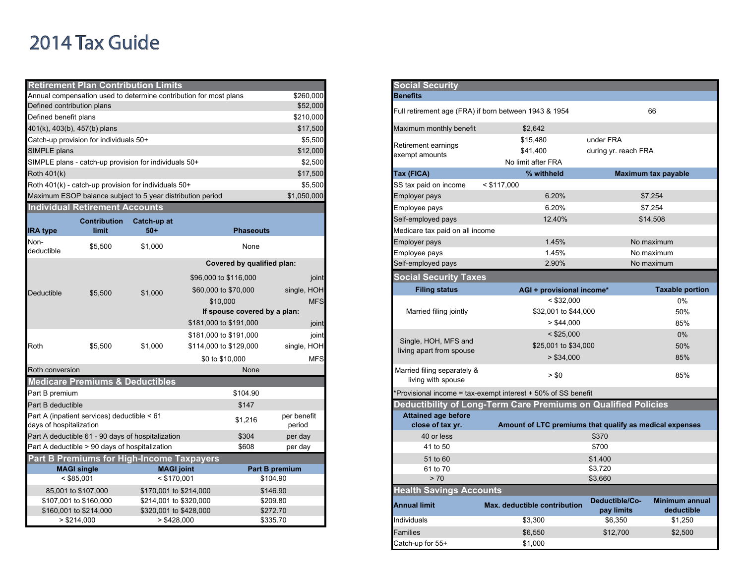# 2014 Tax Guide

## Retirement Plan Contribution Limits

| Item | Amount |
| --- | --- |
| Annual compensation used to determine contribution for most plans | $260,000 |
| Defined contribution plans | $52,000 |
| Defined benefit plans | $210,000 |
| 401(k), 403(b), 457(b) plans | $17,500 |
| Catch-up provision for individuals 50+ | $5,500 |
| SIMPLE plans | $12,000 |
| SIMPLE plans - catch-up provision for individuals 50+ | $2,500 |
| Roth 401(k) | $17,500 |
| Roth 401(k) - catch-up provision for individuals 50+ | $5,500 |
| Maximum ESOP balance subject to 5 year distribution period | $1,050,000 |

## Individual Retirement Accounts

| IRA type | Contribution limit | Catch-up at 50+ | Phaseouts | |
| --- | --- | --- | --- | --- |
| Non-deductible | $5,500 | $1,000 | None | |
| Deductible | $5,500 | $1,000 | **Covered by qualified plan:** | |
| | | | $96,000 to $116,000 | joint |
| | | | $60,000 to $70,000 | single, HOH |
| | | | $10,000 | MFS |
| | | | **If spouse covered by a plan:** | |
| | | | $181,000 to $191,000 | joint |
| Roth | $5,500 | $1,000 | $181,000 to $191,000 | joint |
| | | | $114,000 to $129,000 | single, HOH |
| | | | $0 to $10,000 | MFS |
| Roth conversion | | | None | |

## Medicare Premiums & Deductibles

| Item | Amount | |
| --- | --- | --- |
| Part B premium | $104.90 | |
| Part B deductible | $147 | |
| Part A (inpatient services) deductible < 61 days of hospitalization | $1,216 | per benefit period |
| Part A deductible 61 - 90 days of hospitalization | $304 | per day |
| Part A deductible > 90 days of hospitalization | $608 | per day |

## Part B Premiums for High-Income Taxpayers

| MAGI single | MAGI joint | Part B premium |
| --- | --- | --- |
| < $85,001 | < $170,001 | $104.90 |
| 85,001 to $107,000 | $170,001 to $214,000 | $146.90 |
| $107,001 to $160,000 | $214,001 to $320,000 | $209.80 |
| $160,001 to $214,000 | $320,001 to $428,000 | $272.70 |
| > $214,000 | > $428,000 | $335.70 |

## Social Security

| **Benefits** | | |
| --- | --- | --- |
| Full retirement age (FRA) if born between 1943 & 1954 | | 66 |
| Maximum monthly benefit | $2,642 | |
| Retirement earnings exempt amounts | $15,480 | under FRA |
| | $41,400 | during yr. reach FRA |
| | No limit after FRA | |

| Tax (FICA) | % withheld | Maximum tax payable |
| --- | --- | --- |
| SS tax paid on income < $117,000 | | |
| Employer pays | 6.20% | $7,254 |
| Employee pays | 6.20% | $7,254 |
| Self-employed pays | 12.40% | $14,508 |
| Medicare tax paid on all income | | |
| Employer pays | 1.45% | No maximum |
| Employee pays | 1.45% | No maximum |
| Self-employed pays | 2.90% | No maximum |

## Social Security Taxes

| Filing status | AGI + provisional income* | Taxable portion |
| --- | --- | --- |
| Married filing jointly | < $32,000 | 0% |
| | $32,001 to $44,000 | 50% |
| | > $44,000 | 85% |
| Single, HOH, MFS and living apart from spouse | < $25,000 | 0% |
| | $25,001 to $34,000 | 50% |
| | > $34,000 | 85% |
| Married filing separately & living with spouse | > $0 | 85% |

*Provisional income = tax-exempt interest + 50% of SS benefit

## Deductibility of Long-Term Care Premiums on Qualified Policies

| Attained age before close of tax yr. | Amount of LTC premiums that qualify as medical expenses |
| --- | --- |
| 40 or less | $370 |
| 41 to 50 | $700 |
| 51 to 60 | $1,400 |
| 61 to 70 | $3,720 |
| > 70 | $3,660 |

## Health Savings Accounts

| Annual limit | Max. deductible contribution | Deductible/Co-pay limits | Minimum annual deductible |
| --- | --- | --- | --- |
| Individuals | $3,300 | $6,350 | $1,250 |
| Families | $6,550 | $12,700 | $2,500 |
| Catch-up for 55+ | $1,000 | | |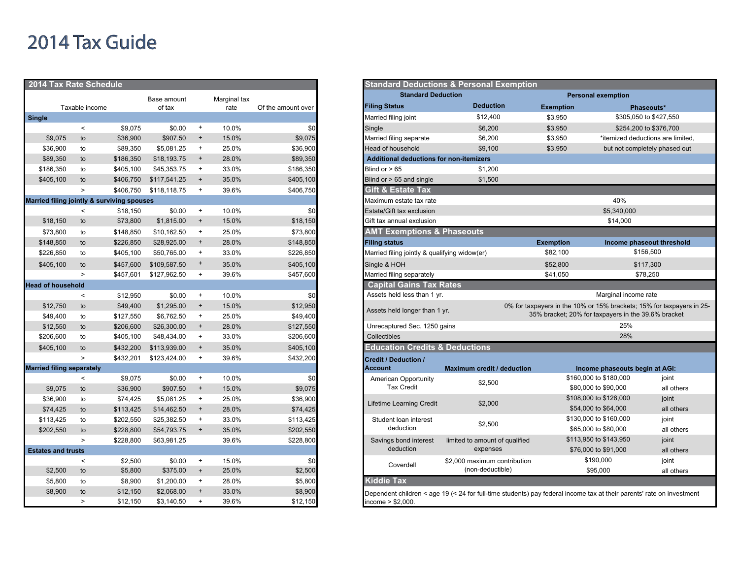# 2014 Tax Guide

## 2014 Tax Rate Schedule

| Taxable income | | | Base amount of tax | | Marginal tax rate | Of the amount over |
|---|---|---|---|---|---|---|
| **Single** | | | | | | |
| | < | $9,075 | $0.00 | + | 10.0% | $0 |
| $9,075 | to | $36,900 | $907.50 | + | 15.0% | $9,075 |
| $36,900 | to | $89,350 | $5,081.25 | + | 25.0% | $36,900 |
| $89,350 | to | $186,350 | $18,193.75 | + | 28.0% | $89,350 |
| $186,350 | to | $405,100 | $45,353.75 | + | 33.0% | $186,350 |
| $405,100 | to | $406,750 | $117,541.25 | + | 35.0% | $405,100 |
| | > | $406,750 | $118,118.75 | + | 39.6% | $406,750 |
| **Married filing jointly & surviving spouses** | | | | | | |
| | < | $18,150 | $0.00 | + | 10.0% | $0 |
| $18,150 | to | $73,800 | $1,815.00 | + | 15.0% | $18,150 |
| $73,800 | to | $148,850 | $10,162.50 | + | 25.0% | $73,800 |
| $148,850 | to | $226,850 | $28,925.00 | + | 28.0% | $148,850 |
| $226,850 | to | $405,100 | $50,765.00 | + | 33.0% | $226,850 |
| $405,100 | to | $457,600 | $109,587.50 | + | 35.0% | $405,100 |
| | > | $457,601 | $127,962.50 | + | 39.6% | $457,600 |
| **Head of household** | | | | | | |
| | < | $12,950 | $0.00 | + | 10.0% | $0 |
| $12,750 | to | $49,400 | $1,295.00 | + | 15.0% | $12,950 |
| $49,400 | to | $127,550 | $6,762.50 | + | 25.0% | $49,400 |
| $12,550 | to | $206,600 | $26,300.00 | + | 28.0% | $127,550 |
| $206,600 | to | $405,100 | $48,434.00 | + | 33.0% | $206,600 |
| $405,100 | to | $432,200 | $113,939.00 | + | 35.0% | $405,100 |
| | > | $432,201 | $123,424.00 | + | 39.6% | $432,200 |
| **Married filing separately** | | | | | | |
| | < | $9,075 | $0.00 | + | 10.0% | $0 |
| $9,075 | to | $36,900 | $907.50 | + | 15.0% | $9,075 |
| $36,900 | to | $74,425 | $5,081.25 | + | 25.0% | $36,900 |
| $74,425 | to | $113,425 | $14,462.50 | + | 28.0% | $74,425 |
| $113,425 | to | $202,550 | $25,382.50 | + | 33.0% | $113,425 |
| $202,550 | to | $228,800 | $54,793.75 | + | 35.0% | $202,550 |
| | > | $228,800 | $63,981.25 | | 39.6% | $228,800 |
| **Estates and trusts** | | | | | | |
| | < | $2,500 | $0.00 | + | 15.0% | $0 |
| $2,500 | to | $5,800 | $375.00 | + | 25.0% | $2,500 |
| $5,800 | to | $8,900 | $1,200.00 | + | 28.0% | $5,800 |
| $8,900 | to | $12,150 | $2,068.00 | + | 33.0% | $8,900 |
| | > | $12,150 | $3,140.50 | + | 39.6% | $12,150 |

## Standard Deductions & Personal Exemption

| Standard Deduction | | Personal exemption | |
|---|---|---|---|
| **Filing Status** | **Deduction** | **Exemption** | **Phaseouts*** |
| Married filing joint | $12,400 | $3,950 | $305,050 to $427,550 |
| Single | $6,200 | $3,950 | $254,200 to $376,700 |
| Married filing separate | $6,200 | $3,950 | *itemized deductions are limited, |
| Head of household | $9,100 | $3,950 | but not completely phased out |
| **Additional deductions for non-itemizers** | | | |
| Blind or > 65 | $1,200 | | |
| Blind or > 65 and single | $1,500 | | |

## Gift & Estate Tax

| | |
|---|---|
| Maximum estate tax rate | 40% |
| Estate/Gift tax exclusion | $5,340,000 |
| Gift tax annual exclusion | $14,000 |

## AMT Exemptions & Phaseouts

| Filing status | Exemption | Income phaseout threshold |
|---|---|---|
| Married filing jointly & qualifying widow(er) | $82,100 | $156,500 |
| Single & HOH | $52,800 | $117,300 |
| Married filing separately | $41,050 | $78,250 |

## Capital Gains Tax Rates

| | |
|---|---|
| Assets held less than 1 yr. | Marginal income rate |
| Assets held longer than 1 yr. | 0% for taxpayers in the 10% or 15% brackets; 15% for taxpayers in 25-35% bracket; 20% for taxpayers in the 39.6% bracket |
| Unrecaptured Sec. 1250 gains | 25% |
| Collectibles | 28% |

## Education Credits & Deductions

| Credit / Deduction / Account | Maximum credit / deduction | Income phaseouts begin at AGI: | |
|---|---|---|---|
| American Opportunity Tax Credit | $2,500 | $160,000 to $180,000 | joint |
| | | $80,000 to $90,000 | all others |
| Lifetime Learning Credit | $2,000 | $108,000 to $128,000 | joint |
| | | $54,000 to $64,000 | all others |
| Student loan interest deduction | $2,500 | $130,000 to $160,000 | joint |
| | | $65,000 to $80,000 | all others |
| Savings bond interest deduction | limited to amount of qualified expenses | $113,950 to $143,950 | joint |
| | | $76,000 to $91,000 | all others |
| Coverdell | $2,000 maximum contribution (non-deductible) | $190,000 | joint |
| | | $95,000 | all others |

## Kiddie Tax

Dependent children < age 19 (< 24 for full-time students) pay federal income tax at their parents' rate on investment income > $2,000.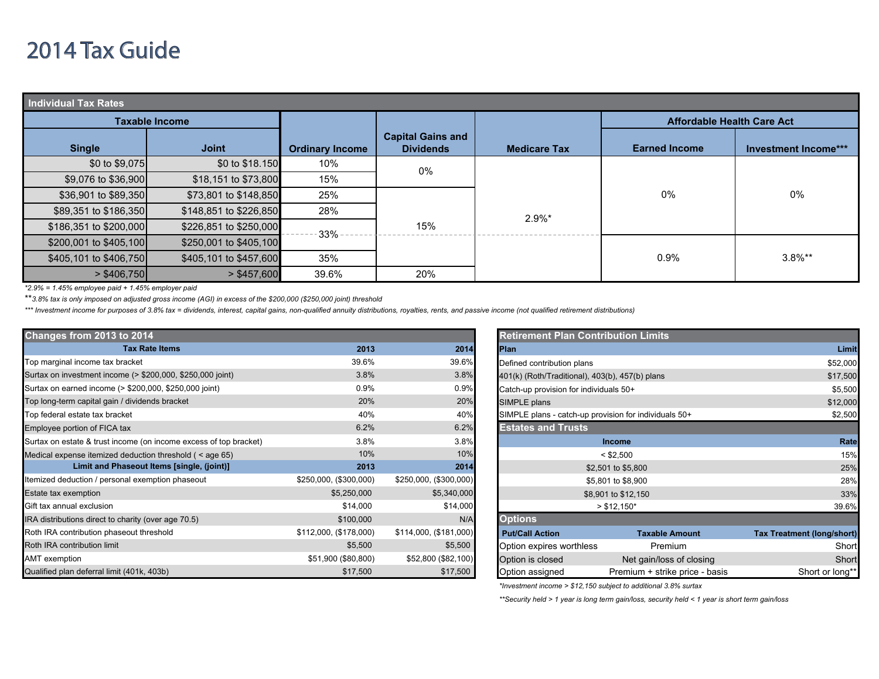# 2014 Tax Guide

| Individual Tax Rates | | | | | | |
|---|---|---|---|---|---|---|
| Taxable Income | | | | | Affordable Health Care Act | |
| Single | Joint | Ordinary Income | Capital Gains and Dividends | Medicare Tax | Earned Income | Investment Income*** |
| $0 to $9,075 | $0 to $18.150 | 10% | 0% | 2.9%* | 0% | 0% |
| $9,076 to $36,900 | $18,151 to $73,800 | 15% | | | | |
| $36,901 to $89,350 | $73,801 to $148,850 | 25% | 15% | | | |
| $89,351 to $186,350 | $148,851 to $226,850 | 28% | | | | |
| $186,351 to $200,000 | $226,851 to $250,000 | 33% | | | | |
| $200,001 to $405,100 | $250,001 to $405,100 | | | | 0.9% | 3.8%** |
| $405,101 to $406,750 | $405,101 to $457,600 | 35% | | | | |
| > $406,750 | > $457,600 | 39.6% | 20% | | | |

*2.9% = 1.45% employee paid + 1.45% employer paid

**3.8% tax is only imposed on adjusted gross income (AGI) in excess of the $200,000 ($250,000 joint) threshold

*** Investment income for purposes of 3.8% tax = dividends, interest, capital gains, non-qualified annuity distributions, royalties, rents, and passive income (not qualified retirement distributions)

## Changes from 2013 to 2014

| Tax Rate Items | 2013 | 2014 |
|---|---|---|
| Top marginal income tax bracket | 39.6% | 39.6% |
| Surtax on investment income (> $200,000, $250,000 joint) | 3.8% | 3.8% |
| Surtax on earned income (> $200,000, $250,000 joint) | 0.9% | 0.9% |
| Top long-term capital gain / dividends bracket | 20% | 20% |
| Top federal estate tax bracket | 40% | 40% |
| Employee portion of FICA tax | 6.2% | 6.2% |
| Surtax on estate & trust income (on income excess of top bracket) | 3.8% | 3.8% |
| Medical expense itemized deduction threshold ( < age 65) | 10% | 10% |
| **Limit and Phaseout Items [single, (joint)]** | **2013** | **2014** |
| Itemized deduction / personal exemption phaseout | $250,000, ($300,000) | $250,000, ($300,000) |
| Estate tax exemption | $5,250,000 | $5,340,000 |
| Gift tax annual exclusion | $14,000 | $14,000 |
| IRA distributions direct to charity (over age 70.5) | $100,000 | N/A |
| Roth IRA contribution phaseout threshold | $112,000, ($178,000) | $114,000, ($181,000) |
| Roth IRA contribution limit | $5,500 | $5,500 |
| AMT exemption | $51,900 ($80,800) | $52,800 ($82,100) |
| Qualified plan deferral limit (401k, 403b) | $17,500 | $17,500 |

## Retirement Plan Contribution Limits

| Plan | Limit |
|---|---|
| Defined contribution plans | $52,000 |
| 401(k) (Roth/Traditional), 403(b), 457(b) plans | $17,500 |
| Catch-up provision for individuals 50+ | $5,500 |
| SIMPLE plans | $12,000 |
| SIMPLE plans - catch-up provision for individuals 50+ | $2,500 |

## Estates and Trusts

| Income | Rate |
|---|---|
| < $2,500 | 15% |
| $2,501 to $5,800 | 25% |
| $5,801 to $8,900 | 28% |
| $8,901 to $12,150 | 33% |
| > $12,150* | 39.6% |

## Options

| Put/Call Action | Taxable Amount | Tax Treatment (long/short) |
|---|---|---|
| Option expires worthless | Premium | Short |
| Option is closed | Net gain/loss of closing | Short |
| Option assigned | Premium + strike price - basis | Short or long** |

*Investment income > $12,150 subject to additional 3.8% surtax

**Security held > 1 year is long term gain/loss, security held < 1 year is short term gain/loss